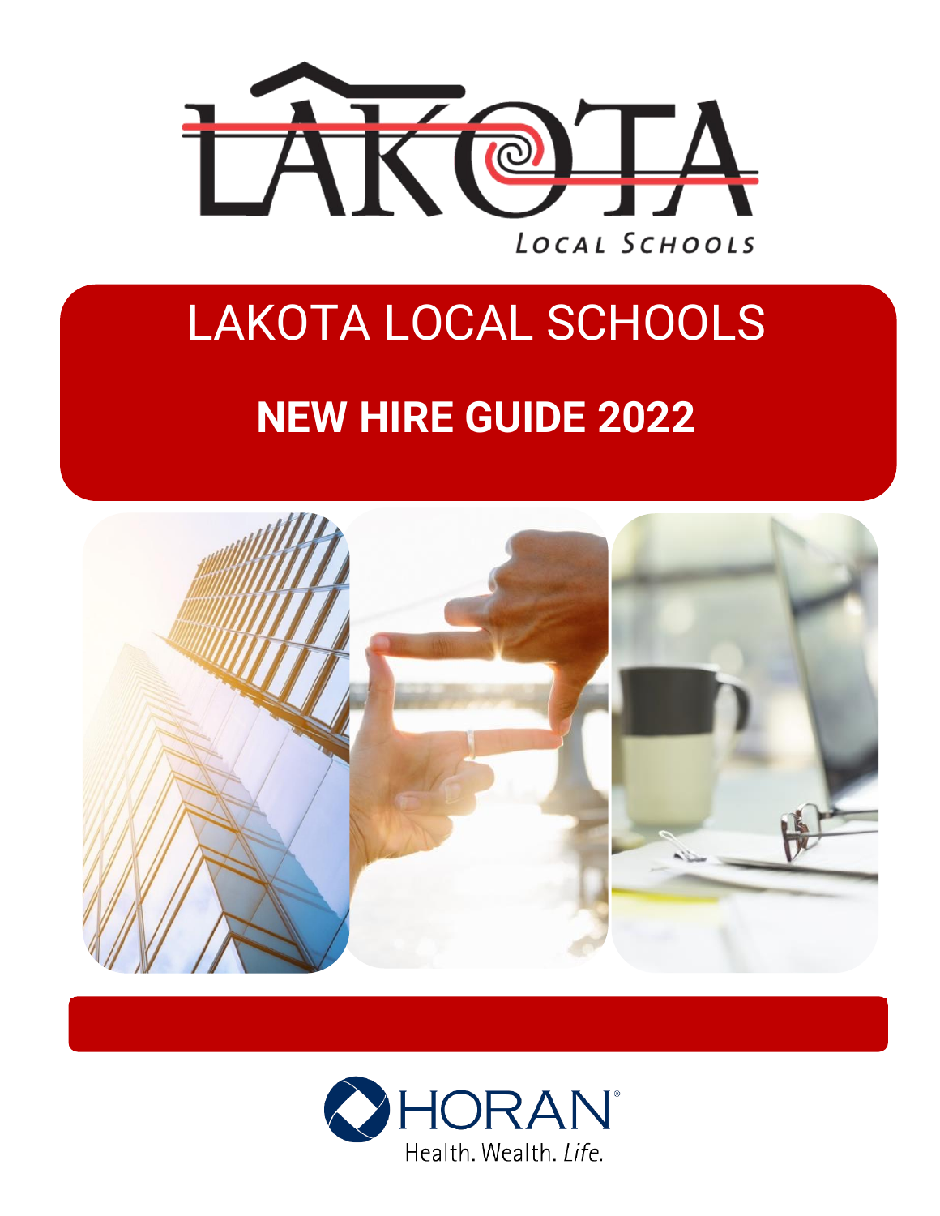# LAKOTA LOCAL SCHOOLS

## NEW HIRE GUIDE 2022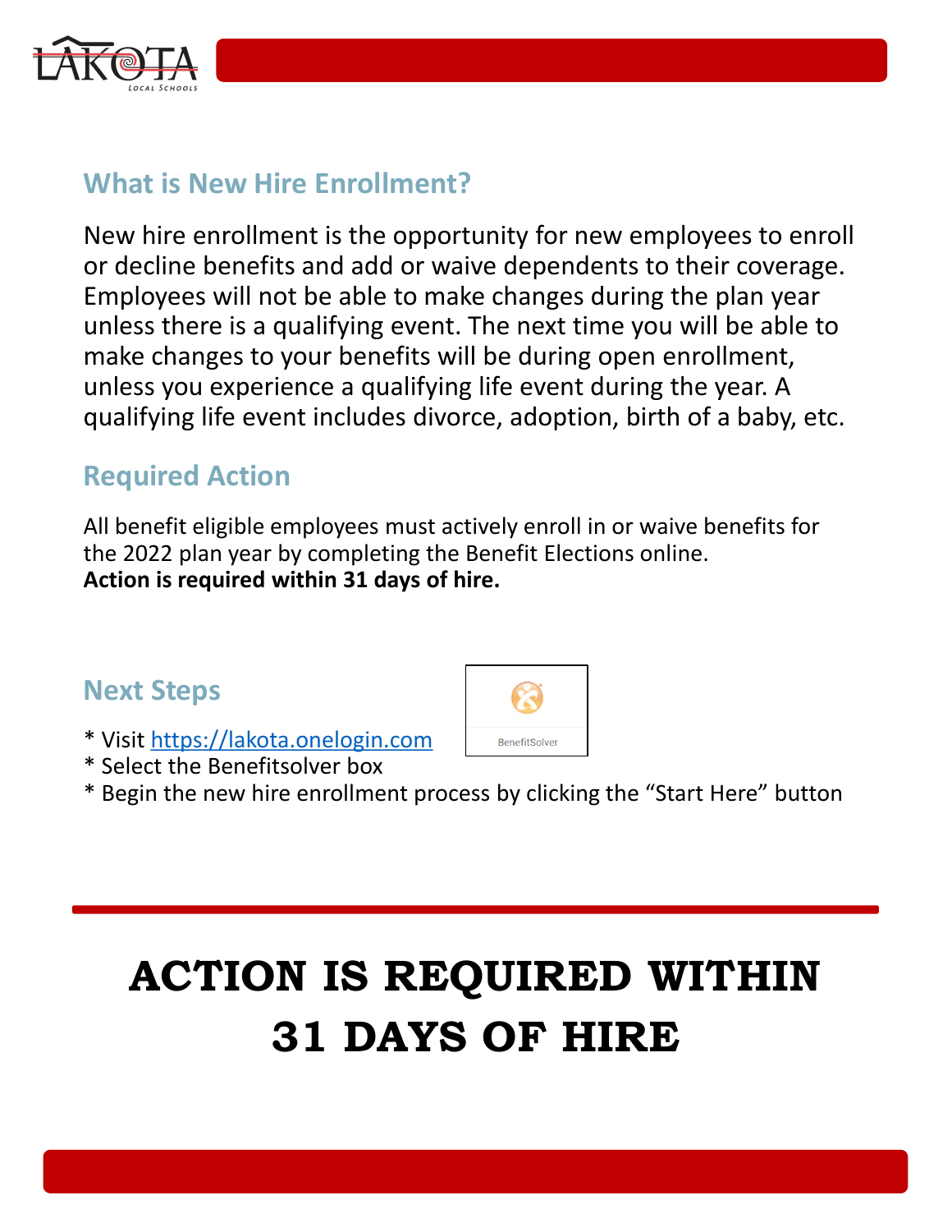## What is New Hire Enrollment?

New hire enrollment is the opportunity for new employees to enroll or decline benefits and add or waive dependents to their coverage. Employees will not be able to make changes during the plan year unless there is a qualifying event. The next time you will be able to make changes to your benefits will be during open enrollment, unless you experience a qualifying life event during the year. A qualifying life event includes divorce, adoption, birth of a baby, etc.

## Required Action

All benefit eligible employees must actively enroll in or waive benefits for the 2022 plan year by completing the Benefit Elections online.
**Action is required within 31 days of hire.**

## Next Steps

* Visit [https://lakota.onelogin.com](https://lakota.onelogin.com)
* Select the Benefitsolver box
* Begin the new hire enrollment process by clicking the "Start Here" button

BenefitSolver

# ACTION IS REQUIRED WITHIN 31 DAYS OF HIRE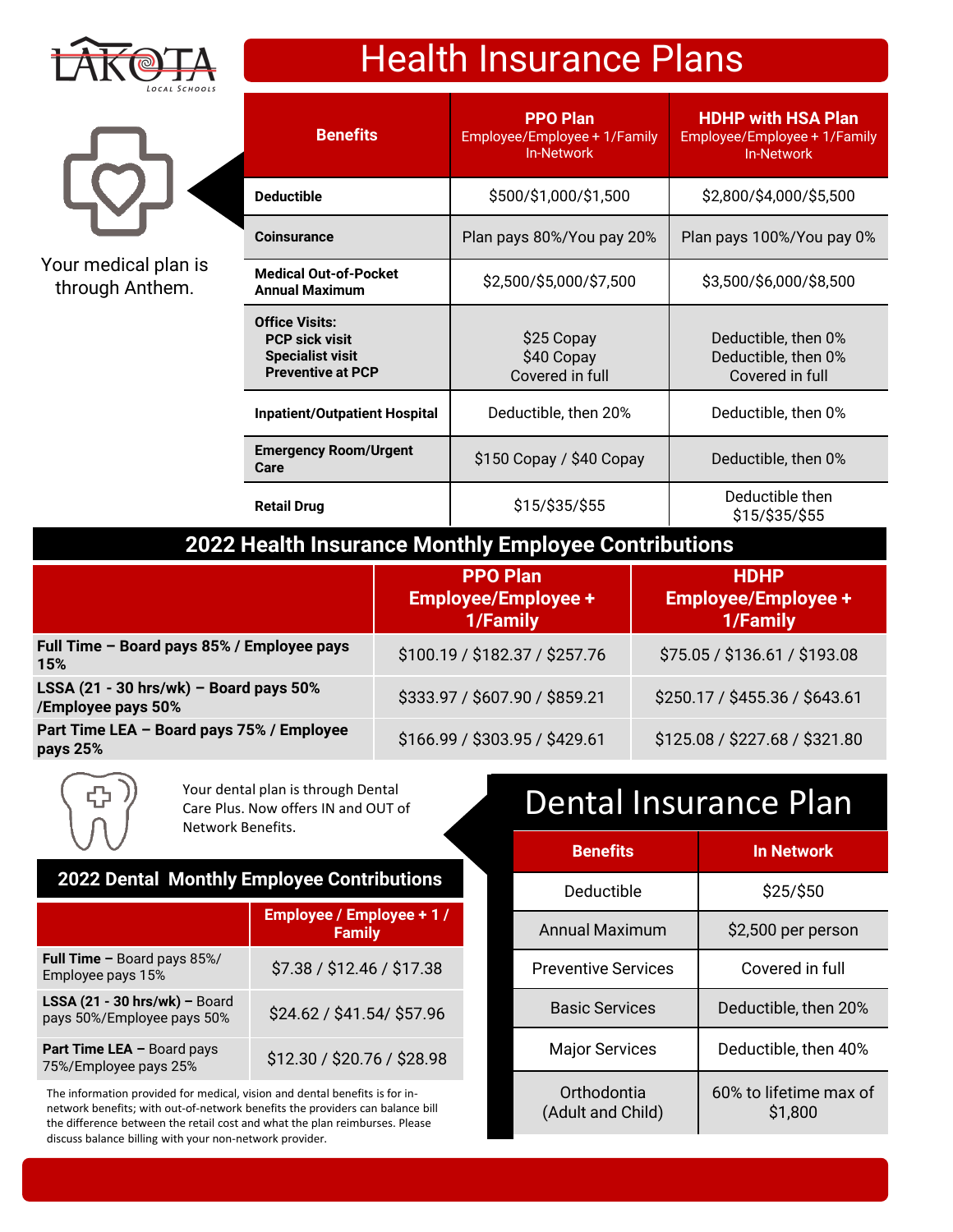# Health Insurance Plans

Your medical plan is through Anthem.

| Benefits | PPO Plan<br>Employee/Employee + 1/Family<br>In-Network | HDHP with HSA Plan<br>Employee/Employee + 1/Family<br>In-Network |
|---|---|---|
| **Deductible** | $500/$1,000/$1,500 | $2,800/$4,000/$5,500 |
| **Coinsurance** | Plan pays 80%/You pay 20% | Plan pays 100%/You pay 0% |
| **Medical Out-of-Pocket Annual Maximum** | $2,500/$5,000/$7,500 | $3,500/$6,000/$8,500 |
| **Office Visits:**<br>**PCP sick visit**<br>**Specialist visit**<br>**Preventive at PCP** | <br>$25 Copay<br>$40 Copay<br>Covered in full | <br>Deductible, then 0%<br>Deductible, then 0%<br>Covered in full |
| **Inpatient/Outpatient Hospital** | Deductible, then 20% | Deductible, then 0% |
| **Emergency Room/Urgent Care** | $150 Copay / $40 Copay | Deductible, then 0% |
| **Retail Drug** | $15/$35/$55 | Deductible then $15/$35/$55 |

## 2022 Health Insurance Monthly Employee Contributions

| | PPO Plan Employee/Employee + 1/Family | HDHP Employee/Employee + 1/Family |
|---|---|---|
| **Full Time – Board pays 85% / Employee pays 15%** | $100.19 / $182.37 / $257.76 | $75.05 / $136.61 / $193.08 |
| **LSSA (21 - 30 hrs/wk) – Board pays 50% /Employee pays 50%** | $333.97 / $607.90 / $859.21 | $250.17 / $455.36 / $643.61 |
| **Part Time LEA – Board pays 75% / Employee pays 25%** | $166.99 / $303.95 / $429.61 | $125.08 / $227.68 / $321.80 |

Your dental plan is through Dental Care Plus. Now offers IN and OUT of Network Benefits.

## 2022 Dental Monthly Employee Contributions

| | Employee / Employee + 1 / Family |
|---|---|
| **Full Time –** Board pays 85%/ Employee pays 15% | $7.38 / $12.46 / $17.38 |
| **LSSA (21 - 30 hrs/wk) –** Board pays 50%/Employee pays 50% | $24.62 / $41.54/ $57.96 |
| **Part Time LEA –** Board pays 75%/Employee pays 25% | $12.30 / $20.76 / $28.98 |

The information provided for medical, vision and dental benefits is for in-network benefits; with out-of-network benefits the providers can balance bill the difference between the retail cost and what the plan reimburses. Please discuss balance billing with your non-network provider.

# Dental Insurance Plan

| Benefits | In Network |
|---|---|
| Deductible | $25/$50 |
| Annual Maximum | $2,500 per person |
| Preventive Services | Covered in full |
| Basic Services | Deductible, then 20% |
| Major Services | Deductible, then 40% |
| Orthodontia (Adult and Child) | 60% to lifetime max of $1,800 |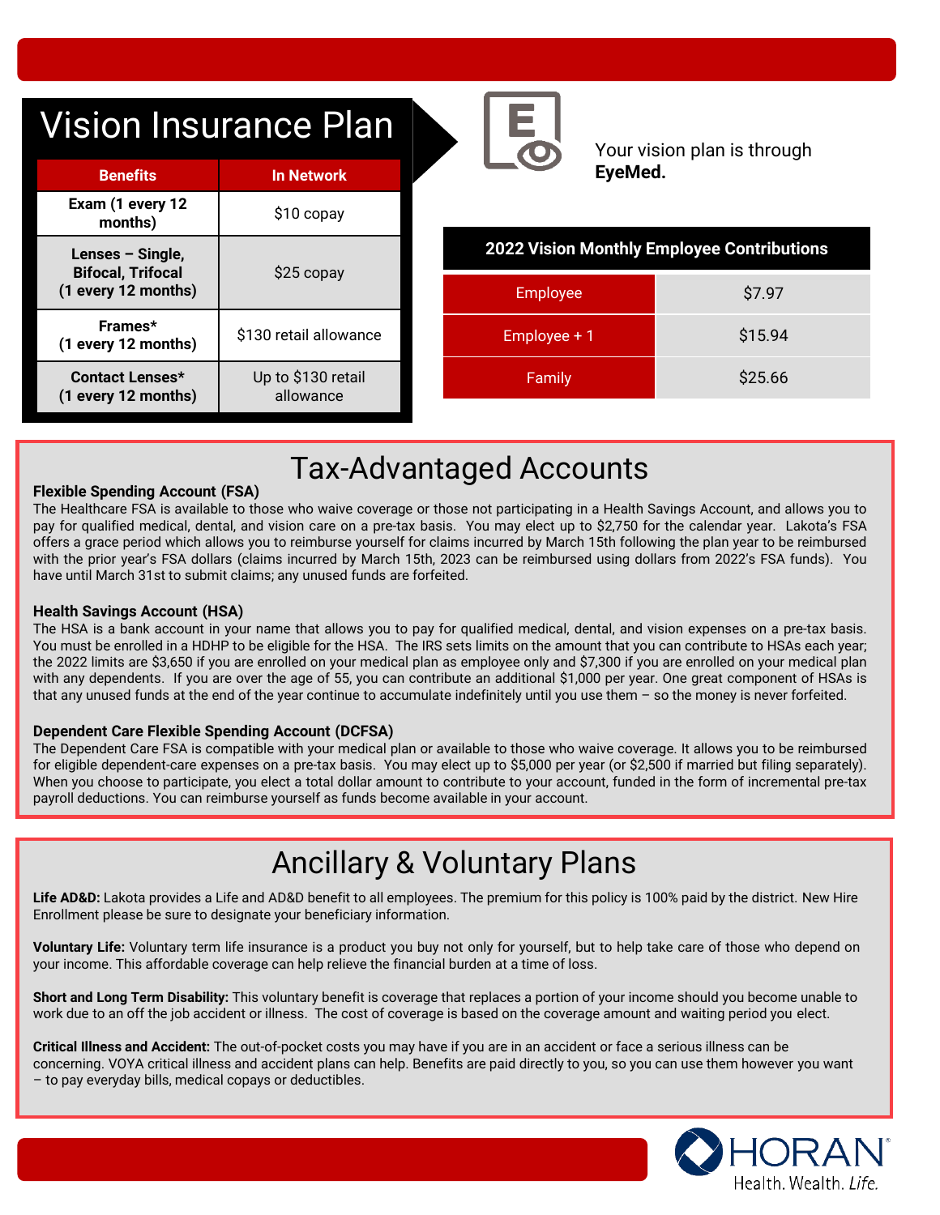# Vision Insurance Plan

| Benefits | In Network |
| --- | --- |
| **Exam (1 every 12 months)** | $10 copay |
| **Lenses – Single, Bifocal, Trifocal (1 every 12 months)** | $25 copay |
| **Frames* (1 every 12 months)** | $130 retail allowance |
| **Contact Lenses* (1 every 12 months)** | Up to $130 retail allowance |

Your vision plan is through **EyeMed.**

| 2022 Vision Monthly Employee Contributions | |
| --- | --- |
| Employee | $7.97 |
| Employee + 1 | $15.94 |
| Family | $25.66 |

# Tax-Advantaged Accounts

**Flexible Spending Account (FSA)**

The Healthcare FSA is available to those who waive coverage or those not participating in a Health Savings Account, and allows you to pay for qualified medical, dental, and vision care on a pre-tax basis. You may elect up to $2,750 for the calendar year. Lakota's FSA offers a grace period which allows you to reimburse yourself for claims incurred by March 15th following the plan year to be reimbursed with the prior year's FSA dollars (claims incurred by March 15th, 2023 can be reimbursed using dollars from 2022's FSA funds). You have until March 31st to submit claims; any unused funds are forfeited.

**Health Savings Account (HSA)**

The HSA is a bank account in your name that allows you to pay for qualified medical, dental, and vision expenses on a pre-tax basis. You must be enrolled in a HDHP to be eligible for the HSA. The IRS sets limits on the amount that you can contribute to HSAs each year; the 2022 limits are $3,650 if you are enrolled on your medical plan as employee only and $7,300 if you are enrolled on your medical plan with any dependents. If you are over the age of 55, you can contribute an additional $1,000 per year. One great component of HSAs is that any unused funds at the end of the year continue to accumulate indefinitely until you use them – so the money is never forfeited.

**Dependent Care Flexible Spending Account (DCFSA)**

The Dependent Care FSA is compatible with your medical plan or available to those who waive coverage. It allows you to be reimbursed for eligible dependent-care expenses on a pre-tax basis. You may elect up to $5,000 per year (or $2,500 if married but filing separately). When you choose to participate, you elect a total dollar amount to contribute to your account, funded in the form of incremental pre-tax payroll deductions. You can reimburse yourself as funds become available in your account.

# Ancillary & Voluntary Plans

**Life AD&D:** Lakota provides a Life and AD&D benefit to all employees. The premium for this policy is 100% paid by the district. New Hire Enrollment please be sure to designate your beneficiary information.

**Voluntary Life:** Voluntary term life insurance is a product you buy not only for yourself, but to help take care of those who depend on your income. This affordable coverage can help relieve the financial burden at a time of loss.

**Short and Long Term Disability:** This voluntary benefit is coverage that replaces a portion of your income should you become unable to work due to an off the job accident or illness. The cost of coverage is based on the coverage amount and waiting period you elect.

**Critical Illness and Accident:** The out-of-pocket costs you may have if you are in an accident or face a serious illness can be concerning. VOYA critical illness and accident plans can help. Benefits are paid directly to you, so you can use them however you want – to pay everyday bills, medical copays or deductibles.

HORAN
Health. Wealth. *Life.*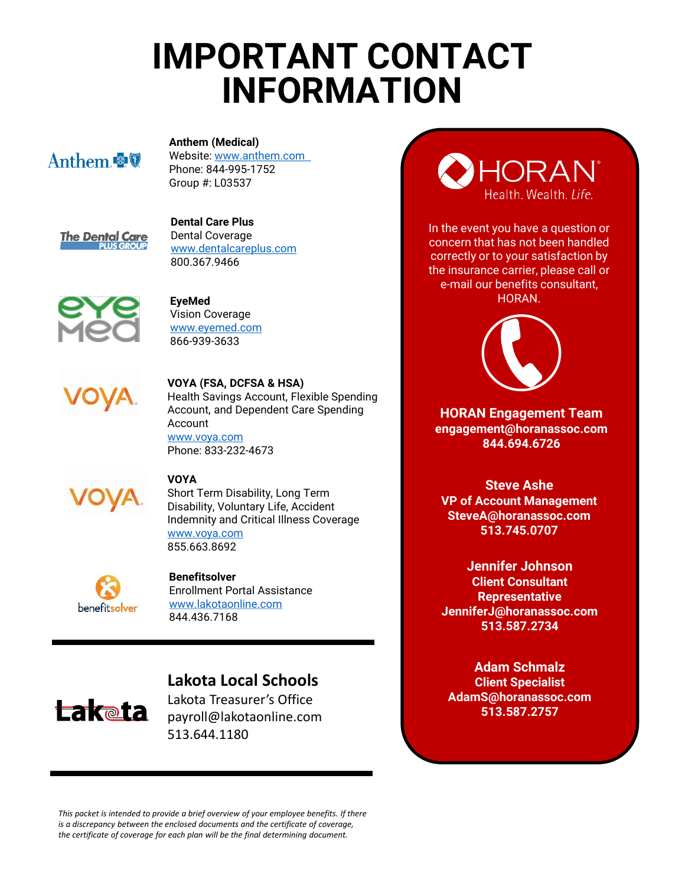# IMPORTANT CONTACT INFORMATION

**Anthem (Medical)**
Website: www.anthem.com
Phone: 844-995-1752
Group #: L03537

**Dental Care Plus**
Dental Coverage
www.dentalcareplus.com
800.367.9466

**EyeMed**
Vision Coverage
www.eyemed.com
866-939-3633

**VOYA (FSA, DCFSA & HSA)**
Health Savings Account, Flexible Spending Account, and Dependent Care Spending Account
www.voya.com
Phone: 833-232-4673

**VOYA**
Short Term Disability, Long Term Disability, Voluntary Life, Accident Indemnity and Critical Illness Coverage
www.voya.com
855.663.8692

**Benefitsolver**
Enrollment Portal Assistance
www.lakotaonline.com
844.436.7168

## Lakota Local Schools

Lakota Treasurer's Office
payroll@lakotaonline.com
513.644.1180

HORAN Health. Wealth. *Life.*

In the event you have a question or concern that has not been handled correctly or to your satisfaction by the insurance carrier, please call or e-mail our benefits consultant, HORAN.

**HORAN Engagement Team**
**engagement@horanassoc.com**
**844.694.6726**

**Steve Ashe**
**VP of Account Management**
**SteveA@horanassoc.com**
**513.745.0707**

**Jennifer Johnson**
**Client Consultant Representative**
**JenniferJ@horanassoc.com**
**513.587.2734**

**Adam Schmalz**
**Client Specialist**
**AdamS@horanassoc.com**
**513.587.2757**

*This packet is intended to provide a brief overview of your employee benefits. If there is a discrepancy between the enclosed documents and the certificate of coverage, the certificate of coverage for each plan will be the final determining document.*